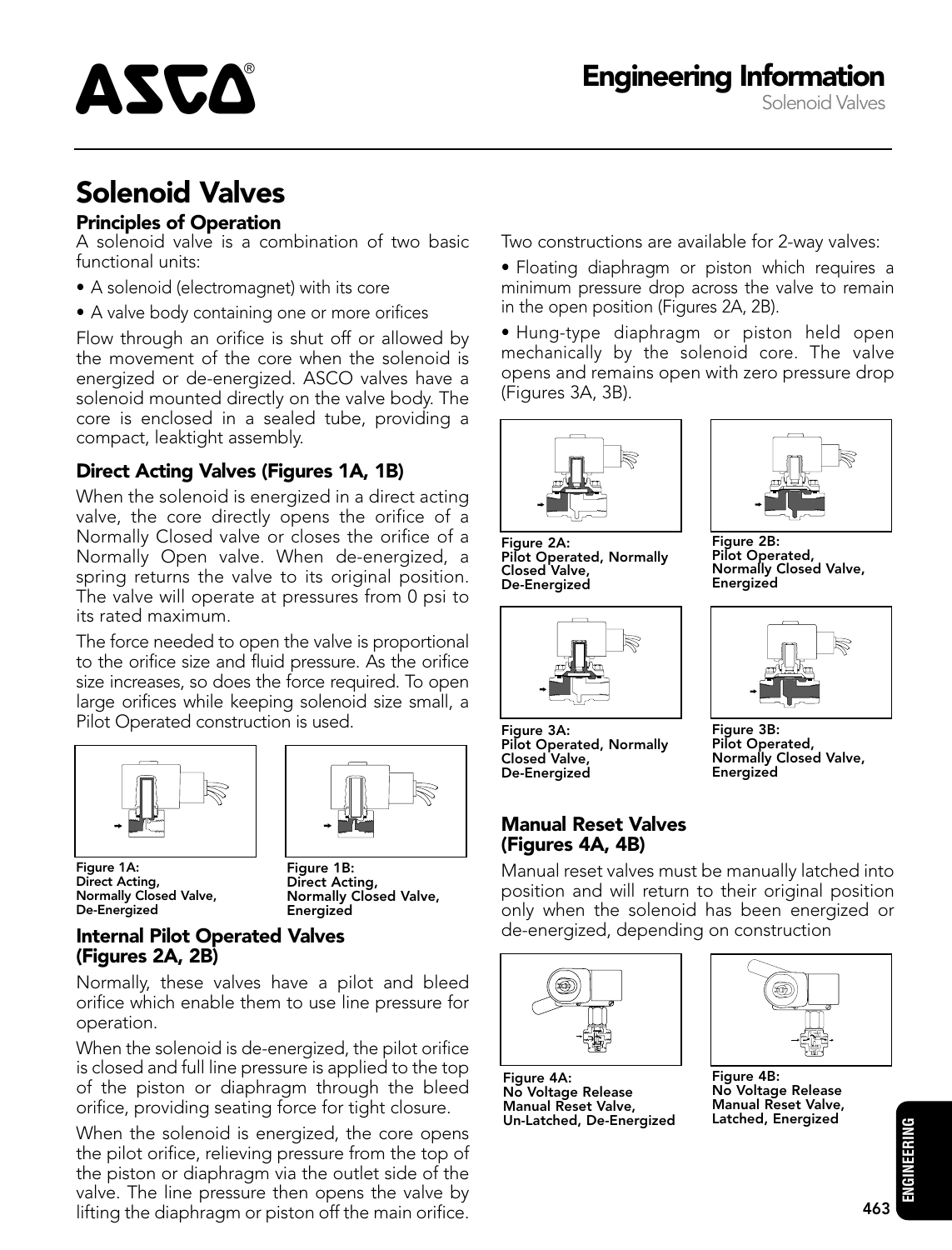# Solenoid Valves

## Principles of Operation

A solenoid valve is a combination of two basic functional units:

- A solenoid (electromagnet) with its core
- A valve body containing one or more orifices

Flow through an orifice is shut off or allowed by the movement of the core when the solenoid is energized or de-energized. ASCO valves have a solenoid mounted directly on the valve body. The core is enclosed in a sealed tube, providing a compact, leaktight assembly.

### Direct Acting Valves (Figures 1A, 1B)

When the solenoid is energized in a direct acting valve, the core directly opens the orifice of a Normally Closed valve or closes the orifice of a Normally Open valve. When de-energized, a spring returns the valve to its original position. The valve will operate at pressures from 0 psi to its rated maximum.

The force needed to open the valve is proportional to the orifice size and fluid pressure. As the orifice size increases, so does the force required. To open large orifices while keeping solenoid size small, a Pilot Operated construction is used.

**Figure 1A: Direct Acting, Normally Closed Valve, De-Energized**

**Figure 1B: Direct Acting, Normally Closed Valve, Energized**

### Internal Pilot Operated Valves (Figures 2A, 2B)

Normally, these valves have a pilot and bleed orifice which enable them to use line pressure for operation.

When the solenoid is de-energized, the pilot orifice is closed and full line pressure is applied to the top of the piston or diaphragm through the bleed orifice, providing seating force for tight closure.

When the solenoid is energized, the core opens the pilot orifice, relieving pressure from the top of the piston or diaphragm via the outlet side of the valve. The line pressure then opens the valve by lifting the diaphragm or piston off the main orifice.

Two constructions are available for 2-way valves:

- Floating diaphragm or piston which requires a minimum pressure drop across the valve to remain in the open position (Figures 2A, 2B).
- Hung-type diaphragm or piston held open mechanically by the solenoid core. The valve opens and remains open with zero pressure drop (Figures 3A, 3B).

**Figure 2A: Pilot Operated, Normally Closed Valve, De-Energized**

**Figure 2B: Pilot Operated, Normally Closed Valve, Energized**

**Figure 3A: Pilot Operated, Normally Closed Valve, De-Energized**

**Figure 3B: Pilot Operated, Normally Closed Valve, Energized**

### Manual Reset Valves (Figures 4A, 4B)

Manual reset valves must be manually latched into position and will return to their original position only when the solenoid has been energized or de-energized, depending on construction

**Figure 4A: No Voltage Release Manual Reset Valve, Un-Latched, De-Energized**

**Figure 4B: No Voltage Release Manual Reset Valve, Latched, Energized**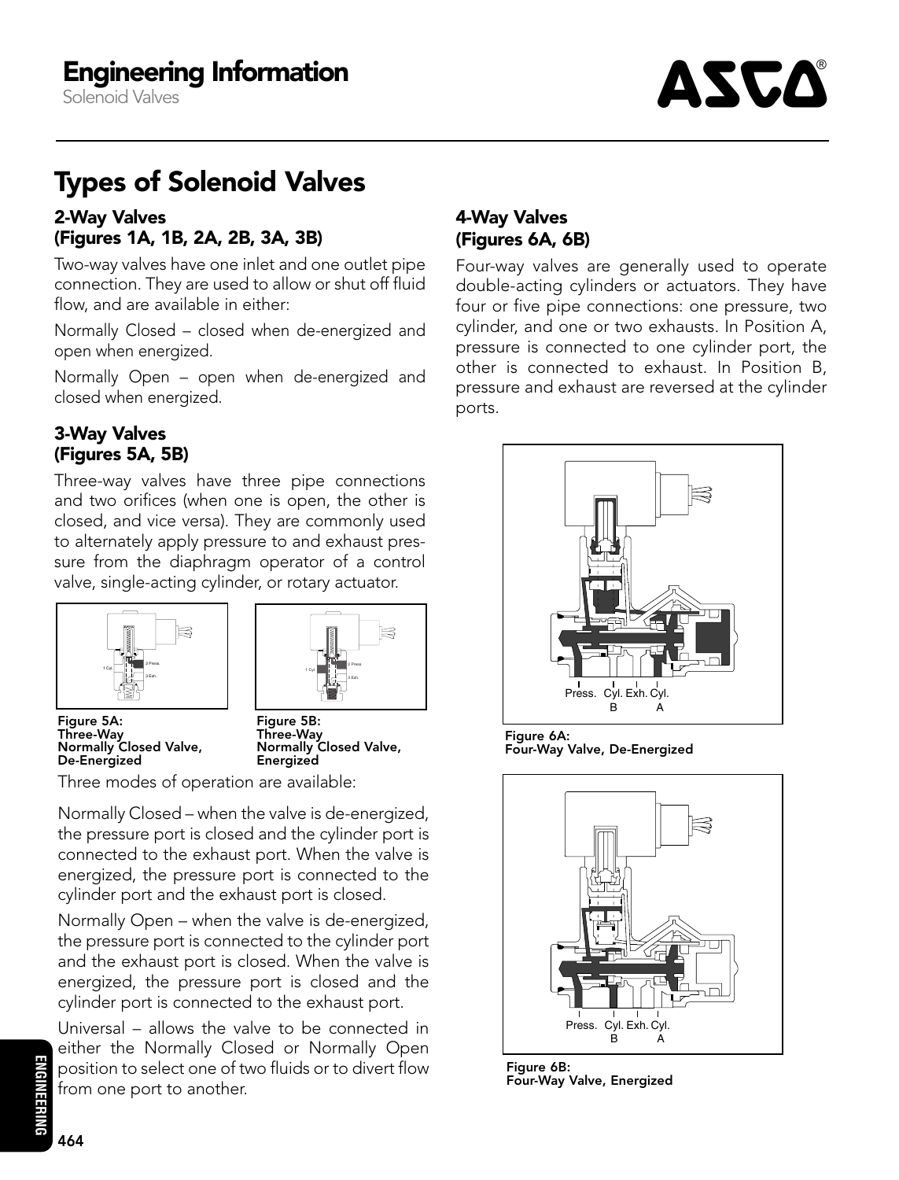# Types of Solenoid Valves

## 2-Way Valves (Figures 1A, 1B, 2A, 2B, 3A, 3B)

Two-way valves have one inlet and one outlet pipe connection. They are used to allow or shut off fluid flow, and are available in either:

Normally Closed – closed when de-energized and open when energized.

Normally Open – open when de-energized and closed when energized.

## 3-Way Valves (Figures 5A, 5B)

Three-way valves have three pipe connections and two orifices (when one is open, the other is closed, and vice versa). They are commonly used to alternately apply pressure to and exhaust pressure from the diaphragm operator of a control valve, single-acting cylinder, or rotary actuator.

**Figure 5A: Three-Way Normally Closed Valve, De-Energized**

**Figure 5B: Three-Way Normally Closed Valve, Energized**

Three modes of operation are available:

Normally Closed – when the valve is de-energized, the pressure port is closed and the cylinder port is connected to the exhaust port. When the valve is energized, the pressure port is connected to the cylinder port and the exhaust port is closed.

Normally Open – when the valve is de-energized, the pressure port is connected to the cylinder port and the exhaust port is closed. When the valve is energized, the pressure port is closed and the cylinder port is connected to the exhaust port.

Universal – allows the valve to be connected in either the Normally Closed or Normally Open position to select one of two fluids or to divert flow from one port to another.

## 4-Way Valves (Figures 6A, 6B)

Four-way valves are generally used to operate double-acting cylinders or actuators. They have four or five pipe connections: one pressure, two cylinder, and one or two exhausts. In Position A, pressure is connected to one cylinder port, the other is connected to exhaust. In Position B, pressure and exhaust are reversed at the cylinder ports.

**Figure 6A: Four-Way Valve, De-Energized**

**Figure 6B: Four-Way Valve, Energized**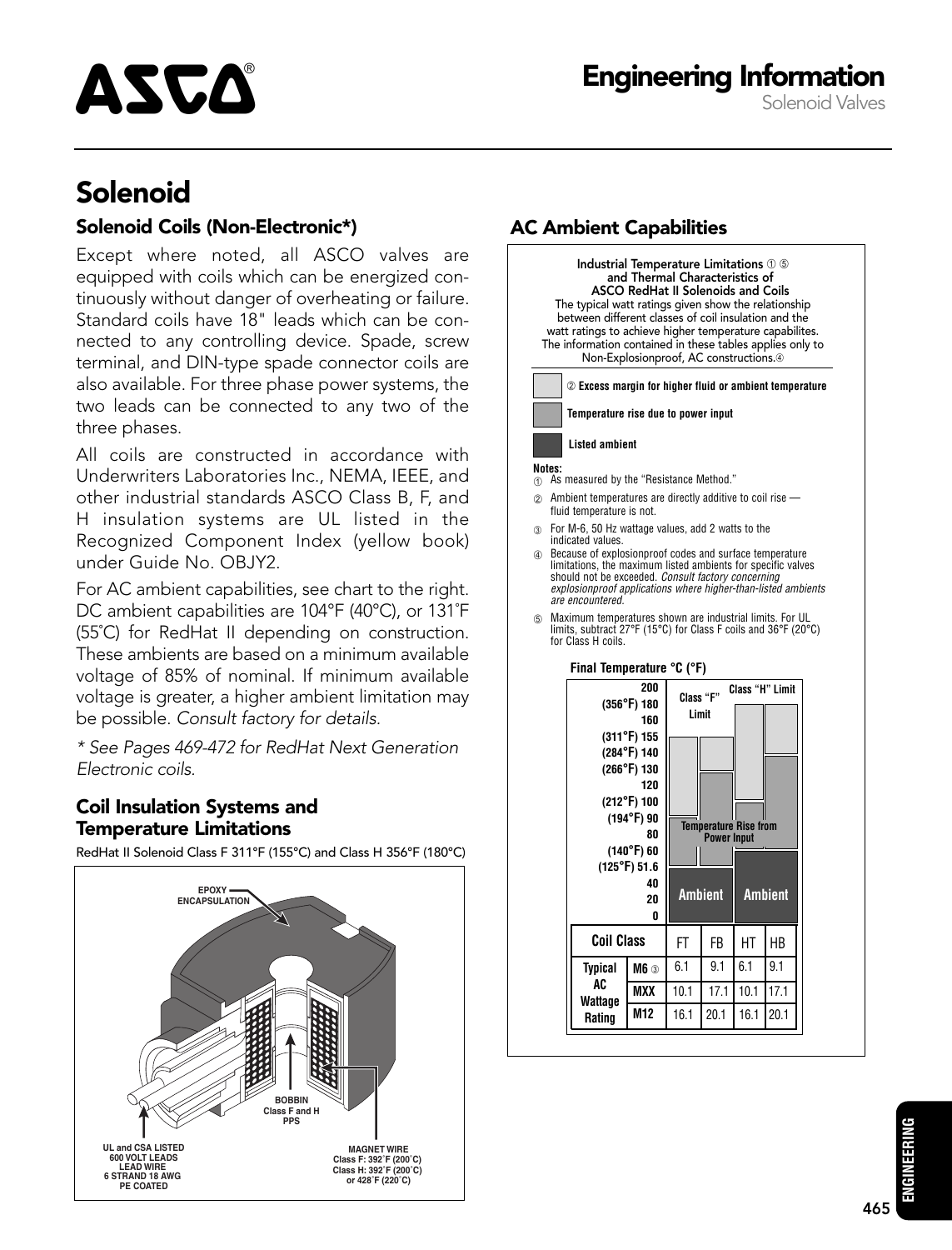# Solenoid

## Solenoid Coils (Non-Electronic*)

Except where noted, all ASCO valves are equipped with coils which can be energized continuously without danger of overheating or failure. Standard coils have 18" leads which can be connected to any controlling device. Spade, screw terminal, and DIN-type spade connector coils are also available. For three phase power systems, the two leads can be connected to any two of the three phases.

All coils are constructed in accordance with Underwriters Laboratories Inc., NEMA, IEEE, and other industrial standards ASCO Class B, F, and H insulation systems are UL listed in the Recognized Component Index (yellow book) under Guide No. OBJY2.

For AC ambient capabilities, see chart to the right. DC ambient capabilities are 104°F (40°C), or 131˚F (55˚C) for RedHat II depending on construction. These ambients are based on a minimum available voltage of 85% of nominal. If minimum available voltage is greater, a higher ambient limitation may be possible. *Consult factory for details.*

*\* See Pages 469-472 for RedHat Next Generation Electronic coils.*

### Coil Insulation Systems and Temperature Limitations

RedHat II Solenoid Class F 311°F (155°C) and Class H 356°F (180°C)

EPOXY ENCAPSULATION

BOBBIN Class F and H PPS

UL and CSA LISTED 600 VOLT LEADS LEAD WIRE 6 STRAND 18 AWG PE COATED

MAGNET WIRE Class F: 392˚F (200˚C) Class H: 392˚F (200˚C) or 428˚F (220˚C)

## AC Ambient Capabilities

**Industrial Temperature Limitations ① ⑤ and Thermal Characteristics of ASCO RedHat II Solenoids and Coils**

The typical watt ratings given show the relationship between different classes of coil insulation and the watt ratings to achieve higher temperature capabilites. The information contained in these tables applies only to Non-Explosionproof, AC constructions.④

- ② Excess margin for higher fluid or ambient temperature
- Temperature rise due to power input
- Listed ambient

**Notes:**

① As measured by the "Resistance Method."

② Ambient temperatures are directly additive to coil rise — fluid temperature is not.

③ For M-6, 50 Hz wattage values, add 2 watts to the indicated values.

④ Because of explosionproof codes and surface temperature limitations, the maximum listed ambients for specific valves should not be exceeded. *Consult factory concerning explosionproof applications where higher-than-listed ambients are encountered.*

⑤ Maximum temperatures shown are industrial limits. For UL limits, subtract 27°F (15°C) for Class F coils and 36°F (20°C) for Class H coils.

**Final Temperature °C (°F)**

200; (356°F) 180; 160; (311°F) 155; (284°F) 140; (266°F) 130; 120; (212°F) 100; (194°F) 90; 80; (140°F) 60; (125°F) 51.6; 40; 20; 0

Class "F" Limit — Class "H" Limit — Temperature Rise from Power Input — Ambient — Ambient

| Coil Class | | FT | FB | HT | HB |
|---|---|---|---|---|---|
| Typical AC Wattage Rating | M6 ③ | 6.1 | 9.1 | 6.1 | 9.1 |
| | MXX | 10.1 | 17.1 | 10.1 | 17.1 |
| | M12 | 16.1 | 20.1 | 16.1 | 20.1 |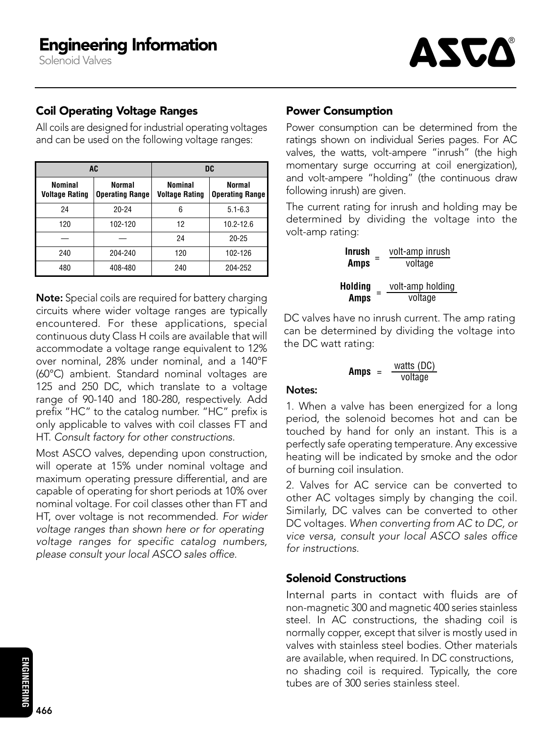# Engineering Information

Solenoid Valves

## Coil Operating Voltage Ranges

All coils are designed for industrial operating voltages and can be used on the following voltage ranges:

| AC | | DC | |
|---|---|---|---|
| **Nominal Voltage Rating** | **Normal Operating Range** | **Nominal Voltage Rating** | **Normal Operating Range** |
| 24 | 20-24 | 6 | 5.1-6.3 |
| 120 | 102-120 | 12 | 10.2-12.6 |
| — | — | 24 | 20-25 |
| 240 | 204-240 | 120 | 102-126 |
| 480 | 408-480 | 240 | 204-252 |

**Note:** Special coils are required for battery charging circuits where wider voltage ranges are typically encountered. For these applications, special continuous duty Class H coils are available that will accommodate a voltage range equivalent to 12% over nominal, 28% under nominal, and a 140°F (60°C) ambient. Standard nominal voltages are 125 and 250 DC, which translate to a voltage range of 90-140 and 180-280, respectively. Add prefix "HC" to the catalog number. "HC" prefix is only applicable to valves with coil classes FT and HT. *Consult factory for other constructions.*

Most ASCO valves, depending upon construction, will operate at 15% under nominal voltage and maximum operating pressure differential, and are capable of operating for short periods at 10% over nominal voltage. For coil classes other than FT and HT, over voltage is not recommended. *For wider voltage ranges than shown here or for operating voltage ranges for specific catalog numbers, please consult your local ASCO sales office.*

## Power Consumption

Power consumption can be determined from the ratings shown on individual Series pages. For AC valves, the watts, volt-ampere "inrush" (the high momentary surge occurring at coil energization), and volt-ampere "holding" (the continuous draw following inrush) are given.

The current rating for inrush and holding may be determined by dividing the voltage into the volt-amp rating:

$$\text{Inrush Amps} = \frac{\text{volt-amp inrush}}{\text{voltage}}$$

$$\text{Holding Amps} = \frac{\text{volt-amp holding}}{\text{voltage}}$$

DC valves have no inrush current. The amp rating can be determined by dividing the voltage into the DC watt rating:

$$\text{Amps} = \frac{\text{watts (DC)}}{\text{voltage}}$$

**Notes:**

1. When a valve has been energized for a long period, the solenoid becomes hot and can be touched by hand for only an instant. This is a perfectly safe operating temperature. Any excessive heating will be indicated by smoke and the odor of burning coil insulation.

2. Valves for AC service can be converted to other AC voltages simply by changing the coil. Similarly, DC valves can be converted to other DC voltages. *When converting from AC to DC, or vice versa, consult your local ASCO sales office for instructions.*

## Solenoid Constructions

Internal parts in contact with fluids are of non-magnetic 300 and magnetic 400 series stainless steel. In AC constructions, the shading coil is normally copper, except that silver is mostly used in valves with stainless steel bodies. Other materials are available, when required. In DC constructions, no shading coil is required. Typically, the core tubes are of 300 series stainless steel.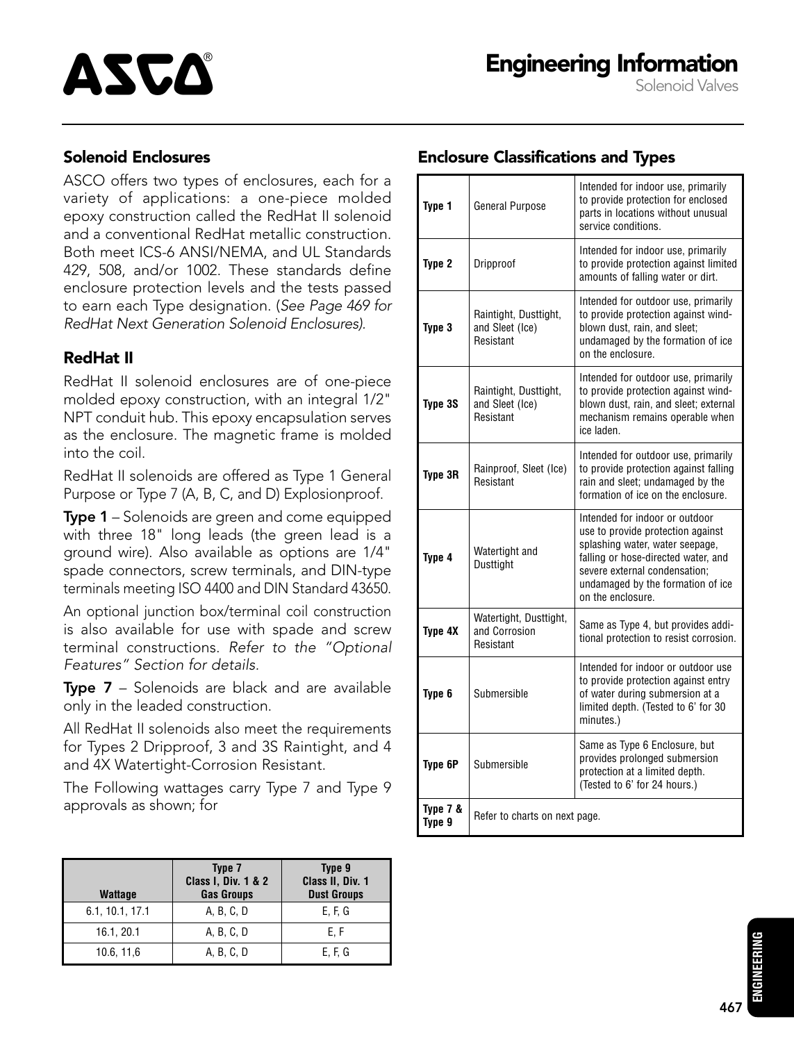# Engineering Information

Solenoid Valves

## Solenoid Enclosures

ASCO offers two types of enclosures, each for a variety of applications: a one-piece molded epoxy construction called the RedHat II solenoid and a conventional RedHat metallic construction. Both meet ICS-6 ANSI/NEMA, and UL Standards 429, 508, and/or 1002. These standards define enclosure protection levels and the tests passed to earn each Type designation. (*See Page 469 for RedHat Next Generation Solenoid Enclosures).*

## RedHat II

RedHat II solenoid enclosures are of one-piece molded epoxy construction, with an integral 1/2" NPT conduit hub. This epoxy encapsulation serves as the enclosure. The magnetic frame is molded into the coil.

RedHat II solenoids are offered as Type 1 General Purpose or Type 7 (A, B, C, and D) Explosionproof.

**Type 1** – Solenoids are green and come equipped with three 18" long leads (the green lead is a ground wire). Also available as options are 1/4" spade connectors, screw terminals, and DIN-type terminals meeting ISO 4400 and DIN Standard 43650.

An optional junction box/terminal coil construction is also available for use with spade and screw terminal constructions. *Refer to the "Optional Features" Section for details.*

**Type 7** – Solenoids are black and are available only in the leaded construction.

All RedHat II solenoids also meet the requirements for Types 2 Dripproof, 3 and 3S Raintight, and 4 and 4X Watertight-Corrosion Resistant.

The Following wattages carry Type 7 and Type 9 approvals as shown; for

| Wattage | Type 7 Class I, Div. 1 & 2 Gas Groups | Type 9 Class II, Div. 1 Dust Groups |
|---|---|---|
| 6.1, 10.1, 17.1 | A, B, C, D | E, F, G |
| 16.1, 20.1 | A, B, C, D | E, F |
| 10.6, 11,6 | A, B, C, D | E, F, G |

## Enclosure Classifications and Types

| | | |
|---|---|---|
| **Type 1** | General Purpose | Intended for indoor use, primarily to provide protection for enclosed parts in locations without unusual service conditions. |
| **Type 2** | Dripproof | Intended for indoor use, primarily to provide protection against limited amounts of falling water or dirt. |
| **Type 3** | Raintight, Dusttight, and Sleet (Ice) Resistant | Intended for outdoor use, primarily to provide protection against wind-blown dust, rain, and sleet; undamaged by the formation of ice on the enclosure. |
| **Type 3S** | Raintight, Dusttight, and Sleet (Ice) Resistant | Intended for outdoor use, primarily to provide protection against wind-blown dust, rain, and sleet; external mechanism remains operable when ice laden. |
| **Type 3R** | Rainproof, Sleet (Ice) Resistant | Intended for outdoor use, primarily to provide protection against falling rain and sleet; undamaged by the formation of ice on the enclosure. |
| **Type 4** | Watertight and Dusttight | Intended for indoor or outdoor use to provide protection against splashing water, water seepage, falling or hose-directed water, and severe external condensation; undamaged by the formation of ice on the enclosure. |
| **Type 4X** | Watertight, Dusttight, and Corrosion Resistant | Same as Type 4, but provides additional protection to resist corrosion. |
| **Type 6** | Submersible | Intended for indoor or outdoor use to provide protection against entry of water during submersion at a limited depth. (Tested to 6' for 30 minutes.) |
| **Type 6P** | Submersible | Same as Type 6 Enclosure, but provides prolonged submersion protection at a limited depth. (Tested to 6' for 24 hours.) |
| **Type 7 & Type 9** | Refer to charts on next page. | |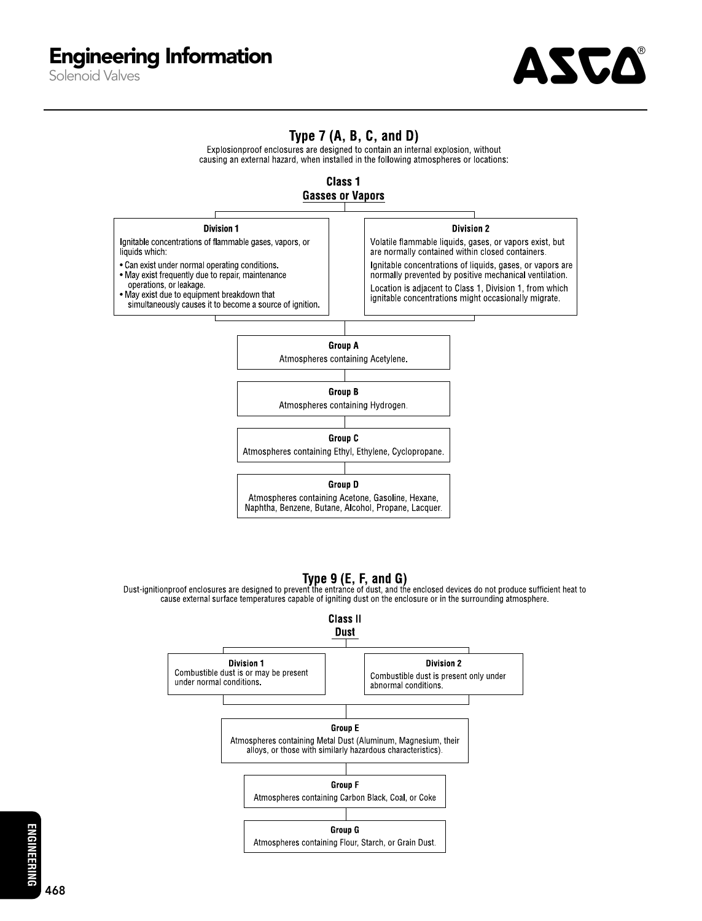# Engineering Information

Solenoid Valves

## Type 7 (A, B, C, and D)

Explosionproof enclosures are designed to contain an internal explosion, without causing an external hazard, when installed in the following atmospheres or locations:

### Class 1
**Gasses or Vapors**

**Division 1**

Ignitable concentrations of flammable gases, vapors, or liquids which:

- Can exist under normal operating conditions.
- May exist frequently due to repair, maintenance operations, or leakage.
- May exist due to equipment breakdown that simultaneously causes it to become a source of ignition.

**Division 2**

Volatile flammable liquids, gases, or vapors exist, but are normally contained within closed containers.

Ignitable concentrations of liquids, gases, or vapors are normally prevented by positive mechanical ventilation.

Location is adjacent to Class 1, Division 1, from which ignitable concentrations might occasionally migrate.

**Group A**

Atmospheres containing Acetylene.

**Group B**

Atmospheres containing Hydrogen.

**Group C**

Atmospheres containing Ethyl, Ethylene, Cyclopropane.

**Group D**

Atmospheres containing Acetone, Gasoline, Hexane, Naphtha, Benzene, Butane, Alcohol, Propane, Lacquer.

## Type 9 (E, F, and G)

Dust-ignitionproof enclosures are designed to prevent the entrance of dust, and the enclosed devices do not produce sufficient heat to cause external surface temperatures capable of igniting dust on the enclosure or in the surrounding atmosphere.

### Class II
**Dust**

**Division 1**

Combustible dust is or may be present under normal conditions.

**Division 2**

Combustible dust is present only under abnormal conditions.

**Group E**

Atmospheres containing Metal Dust (Aluminum, Magnesium, their alloys, or those with similarly hazardous characteristics).

**Group F**

Atmospheres containing Carbon Black, Coal, or Coke

**Group G**

Atmospheres containing Flour, Starch, or Grain Dust.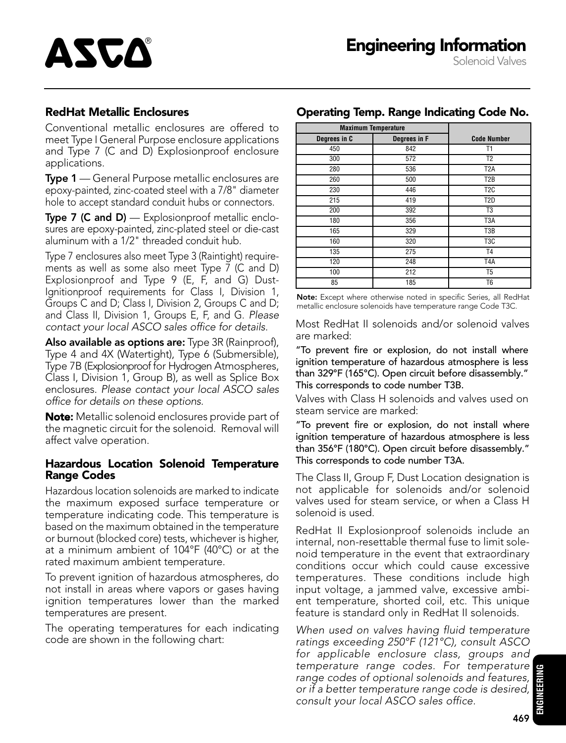# Engineering Information

Solenoid Valves

## RedHat Metallic Enclosures

Conventional metallic enclosures are offered to meet Type I General Purpose enclosure applications and Type 7 (C and D) Explosionproof enclosure applications.

**Type 1** — General Purpose metallic enclosures are epoxy-painted, zinc-coated steel with a 7/8" diameter hole to accept standard conduit hubs or connectors.

**Type 7 (C and D)** — Explosionproof metallic enclosures are epoxy-painted, zinc-plated steel or die-cast aluminum with a 1/2" threaded conduit hub.

Type 7 enclosures also meet Type 3 (Raintight) requirements as well as some also meet Type 7 (C and D) Explosionproof and Type 9 (E, F, and G) Dust-Ignitionproof requirements for Class I, Division 1, Groups C and D; Class I, Division 2, Groups C and D; and Class II, Division 1, Groups E, F, and G. *Please contact your local ASCO sales office for details.*

**Also available as options are:** Type 3R (Rainproof), Type 4 and 4X (Watertight), Type 6 (Submersible), Type 7B (Explosionproof for Hydrogen Atmospheres, Class I, Division 1, Group B), as well as Splice Box enclosures. *Please contact your local ASCO sales office for details on these options.*

**Note:** Metallic solenoid enclosures provide part of the magnetic circuit for the solenoid. Removal will affect valve operation.

## Hazardous Location Solenoid Temperature Range Codes

Hazardous location solenoids are marked to indicate the maximum exposed surface temperature or temperature indicating code. This temperature is based on the maximum obtained in the temperature or burnout (blocked core) tests, whichever is higher, at a minimum ambient of 104°F (40°C) or at the rated maximum ambient temperature.

To prevent ignition of hazardous atmospheres, do not install in areas where vapors or gases having ignition temperatures lower than the marked temperatures are present.

The operating temperatures for each indicating code are shown in the following chart:

## Operating Temp. Range Indicating Code No.

| Maximum Temperature | | |
|---|---|---|
| Degrees in C | Degrees in F | Code Number |
| 450 | 842 | T1 |
| 300 | 572 | T2 |
| 280 | 536 | T2A |
| 260 | 500 | T2B |
| 230 | 446 | T2C |
| 215 | 419 | T2D |
| 200 | 392 | T3 |
| 180 | 356 | T3A |
| 165 | 329 | T3B |
| 160 | 320 | T3C |
| 135 | 275 | T4 |
| 120 | 248 | T4A |
| 100 | 212 | T5 |
| 85 | 185 | T6 |

**Note:** Except where otherwise noted in specific Series, all RedHat metallic enclosure solenoids have temperature range Code T3C.

Most RedHat II solenoids and/or solenoid valves are marked:

**"To prevent fire or explosion, do not install where ignition temperature of hazardous atmosphere is less than 329°F (165°C). Open circuit before disassembly." This corresponds to code number T3B.**

Valves with Class H solenoids and valves used on steam service are marked:

**"To prevent fire or explosion, do not install where ignition temperature of hazardous atmosphere is less than 356°F (180°C). Open circuit before disassembly." This corresponds to code number T3A.**

The Class II, Group F, Dust Location designation is not applicable for solenoids and/or solenoid valves used for steam service, or when a Class H solenoid is used.

RedHat II Explosionproof solenoids include an internal, non-resettable thermal fuse to limit solenoid temperature in the event that extraordinary conditions occur which could cause excessive temperatures. These conditions include high input voltage, a jammed valve, excessive ambient temperature, shorted coil, etc. This unique feature is standard only in RedHat II solenoids.

*When used on valves having fluid temperature ratings exceeding 250°F (121°C), consult ASCO for applicable enclosure class, groups and temperature range codes. For temperature range codes of optional solenoids and features, or if a better temperature range code is desired, consult your local ASCO sales office.*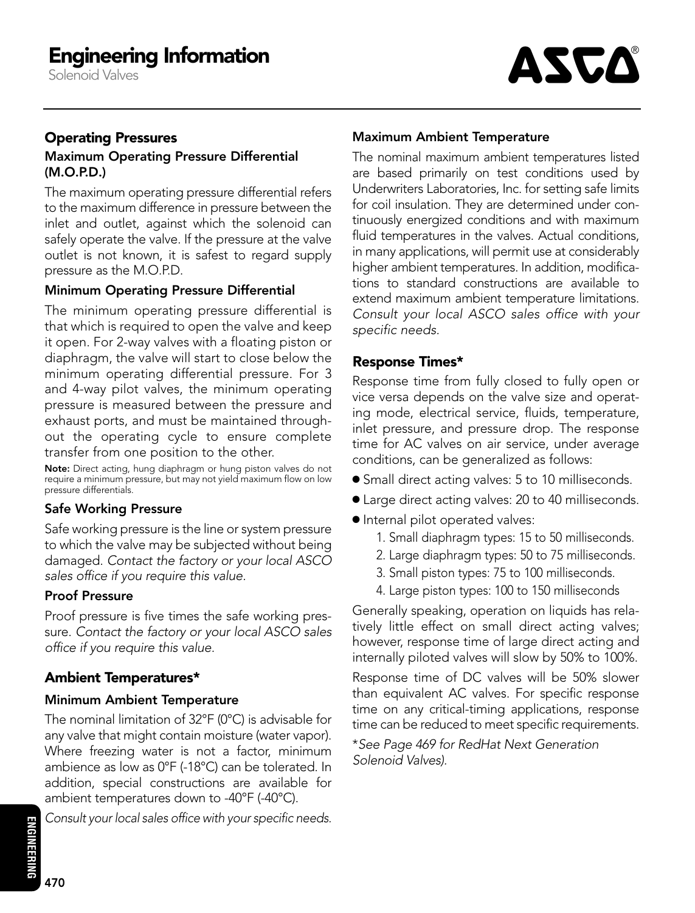# Engineering Information

Solenoid Valves

## Operating Pressures

### Maximum Operating Pressure Differential (M.O.P.D.)

The maximum operating pressure differential refers to the maximum difference in pressure between the inlet and outlet, against which the solenoid can safely operate the valve. If the pressure at the valve outlet is not known, it is safest to regard supply pressure as the M.O.P.D.

### Minimum Operating Pressure Differential

The minimum operating pressure differential is that which is required to open the valve and keep it open. For 2-way valves with a floating piston or diaphragm, the valve will start to close below the minimum operating differential pressure. For 3 and 4-way pilot valves, the minimum operating pressure is measured between the pressure and exhaust ports, and must be maintained throughout the operating cycle to ensure complete transfer from one position to the other.

**Note:** Direct acting, hung diaphragm or hung piston valves do not require a minimum pressure, but may not yield maximum flow on low pressure differentials.

### Safe Working Pressure

Safe working pressure is the line or system pressure to which the valve may be subjected without being damaged. *Contact the factory or your local ASCO sales office if you require this value.*

### Proof Pressure

Proof pressure is five times the safe working pressure. *Contact the factory or your local ASCO sales office if you require this value.*

## Ambient Temperatures*

### Minimum Ambient Temperature

The nominal limitation of 32°F (0°C) is advisable for any valve that might contain moisture (water vapor). Where freezing water is not a factor, minimum ambience as low as 0°F (-18°C) can be tolerated. In addition, special constructions are available for ambient temperatures down to -40°F (-40°C).

*Consult your local sales office with your specific needs.*

### Maximum Ambient Temperature

The nominal maximum ambient temperatures listed are based primarily on test conditions used by Underwriters Laboratories, Inc. for setting safe limits for coil insulation. They are determined under continuously energized conditions and with maximum fluid temperatures in the valves. Actual conditions, in many applications, will permit use at considerably higher ambient temperatures. In addition, modifications to standard constructions are available to extend maximum ambient temperature limitations. *Consult your local ASCO sales office with your specific needs.*

## Response Times*

Response time from fully closed to fully open or vice versa depends on the valve size and operating mode, electrical service, fluids, temperature, inlet pressure, and pressure drop. The response time for AC valves on air service, under average conditions, can be generalized as follows:

- Small direct acting valves: 5 to 10 milliseconds.
- Large direct acting valves: 20 to 40 milliseconds.
- Internal pilot operated valves:
  1. Small diaphragm types: 15 to 50 milliseconds.
  2. Large diaphragm types: 50 to 75 milliseconds.
  3. Small piston types: 75 to 100 milliseconds.
  4. Large piston types: 100 to 150 milliseconds

Generally speaking, operation on liquids has relatively little effect on small direct acting valves; however, response time of large direct acting and internally piloted valves will slow by 50% to 100%.

Response time of DC valves will be 50% slower than equivalent AC valves. For specific response time on any critical-timing applications, response time can be reduced to meet specific requirements.

**See Page 469 for RedHat Next Generation Solenoid Valves).*